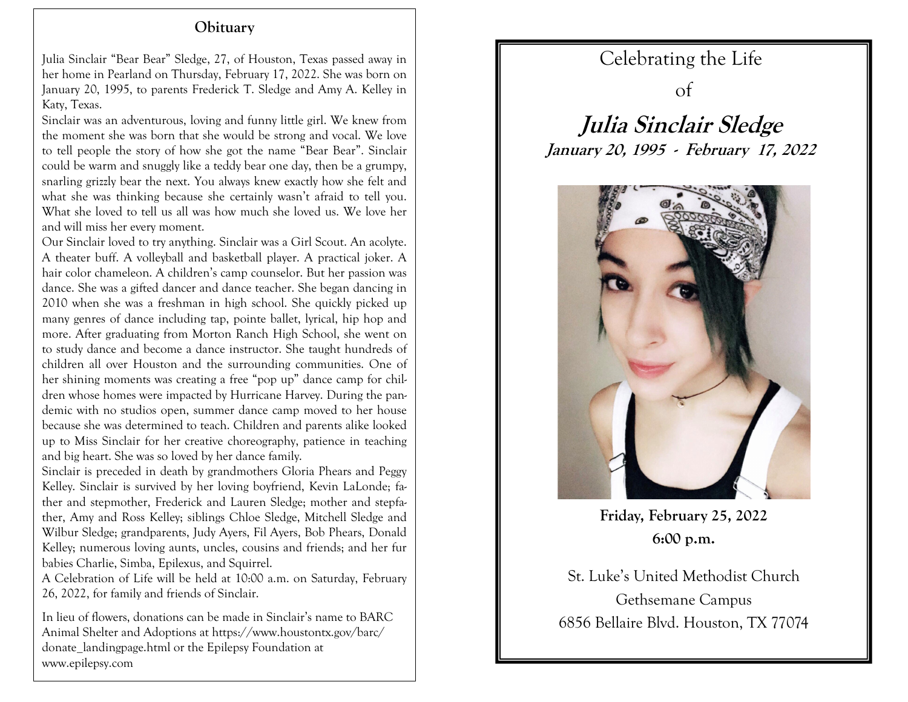## Obituary

Julia Sinclair "Bear Bear" Sledge, 27, of Houston, Texas passed away in her home in Pearland on Thursday, February 17, 2022. She was born on January 20, 1995, to parents Frederick T. Sledge and Amy A. Kelley in Katy, Texas.

Sinclair was an adventurous, loving and funny little girl. We knew from the moment she was born that she would be strong and vocal. We love to tell people the story of how she got the name "Bear Bear". Sinclair could be warm and snuggly like a teddy bear one day, then be a grumpy, snarling grizzly bear the next. You always knew exactly how she felt and what she was thinking because she certainly wasn't afraid to tell you. What she loved to tell us all was how much she loved us. We love her and will miss her every moment.

Our Sinclair loved to try anything. Sinclair was a Girl Scout. An acolyte. A theater buff. A volleyball and basketball player. A practical joker. A hair color chameleon. A children's camp counselor. But her passion was dance. She was a gifted dancer and dance teacher. She began dancing in 2010 when she was a freshman in high school. She quickly picked up many genres of dance including tap, pointe ballet, lyrical, hip hop and more. After graduating from Morton Ranch High School, she went on to study dance and become a dance instructor. She taught hundreds of children all over Houston and the surrounding communities. One of her shining moments was creating a free "pop up" dance camp for children whose homes were impacted by Hurricane Harvey. During the pandemic with no studios open, summer dance camp moved to her house because she was determined to teach. Children and parents alike looked up to Miss Sinclair for her creative choreography, patience in teaching and big heart. She was so loved by her dance family.

Sinclair is preceded in death by grandmothers Gloria Phears and Peggy Kelley. Sinclair is survived by her loving boyfriend, Kevin LaLonde; father and stepmother, Frederick and Lauren Sledge; mother and stepfather, Amy and Ross Kelley; siblings Chloe Sledge, Mitchell Sledge and Wilbur Sledge; grandparents, Judy Ayers, Fil Ayers, Bob Phears, Donald Kelley; numerous loving aunts, uncles, cousins and friends; and her fur babies Charlie, Simba, Epilexus, and Squirrel.

A Celebration of Life will be held at 10:00 a.m. on Saturday, February 26, 2022, for family and friends of Sinclair.

In lieu of flowers, donations can be made in Sinclair's name to BARC Animal Shelter and Adoptions at https://www.houstontx.gov/barc/donate_landingpage.html or the Epilepsy Foundation at www.epilepsy.com

# Celebrating the Life of

# *Julia Sinclair Sledge*

***January 20, 1995 - February 17, 2022***

**Friday, February 25, 2022**

**6:00 p.m.**

St. Luke's United Methodist Church
Gethsemane Campus
6856 Bellaire Blvd. Houston, TX 77074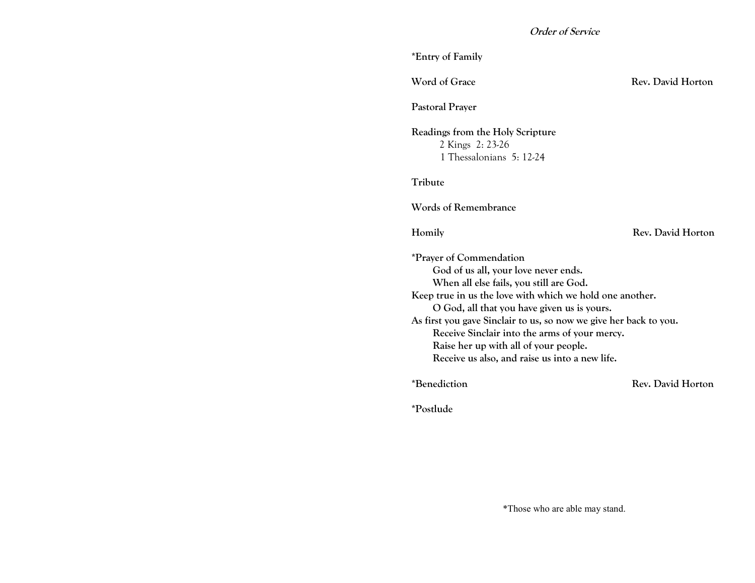*Order of Service*

*Entry of Family

Word of Grace — Rev. David Horton

Pastoral Prayer

Readings from the Holy Scripture
2 Kings 2: 23-26
1 Thessalonians 5: 12-24

Tribute

Words of Remembrance

Homily — Rev. David Horton

*Prayer of Commendation

**God of us all, your love never ends.**
**When all else fails, you still are God.**
**Keep true in us the love with which we hold one another.**
**O God, all that you have given us is yours.**
**As first you gave Sinclair to us, so now we give her back to you.**
**Receive Sinclair into the arms of your mercy.**
**Raise her up with all of your people.**
**Receive us also, and raise us into a new life.**

*Benediction — Rev. David Horton

*Postlude

*Those who are able may stand.